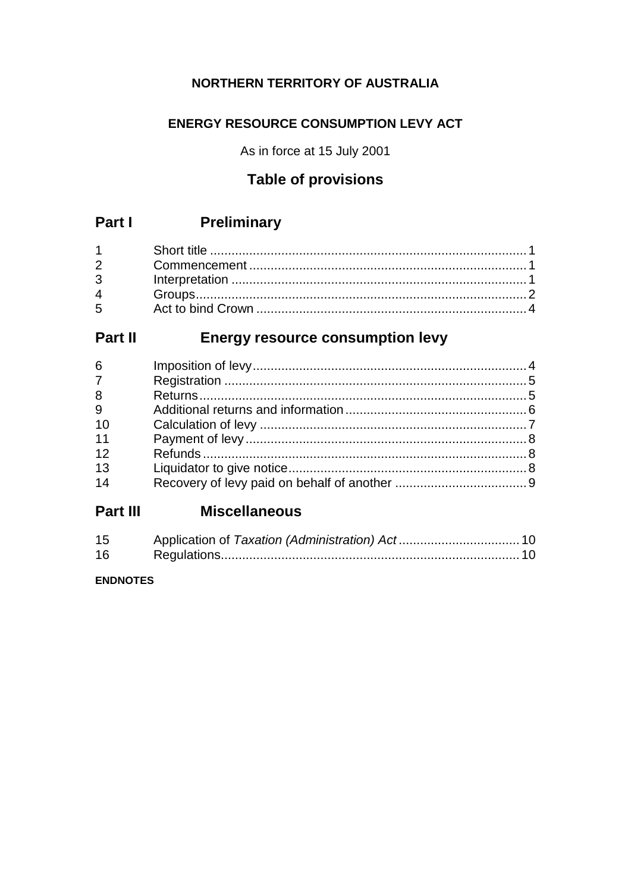**NORTHERN TERRITORY OF AUSTRALIA**

**ENERGY RESOURCE CONSUMPTION LEVY ACT**

As in force at 15 July 2001

## Table of provisions

## Part I Preliminary

| | | |
|---|---|---|
| 1 | Short title | 1 |
| 2 | Commencement | 1 |
| 3 | Interpretation | 1 |
| 4 | Groups | 2 |
| 5 | Act to bind Crown | 4 |

## Part II Energy resource consumption levy

| | | |
|---|---|---|
| 6 | Imposition of levy | 4 |
| 7 | Registration | 5 |
| 8 | Returns | 5 |
| 9 | Additional returns and information | 6 |
| 10 | Calculation of levy | 7 |
| 11 | Payment of levy | 8 |
| 12 | Refunds | 8 |
| 13 | Liquidator to give notice | 8 |
| 14 | Recovery of levy paid on behalf of another | 9 |

## Part III Miscellaneous

| | | |
|---|---|---|
| 15 | Application of *Taxation (Administration) Act* | 10 |
| 16 | Regulations | 10 |

**ENDNOTES**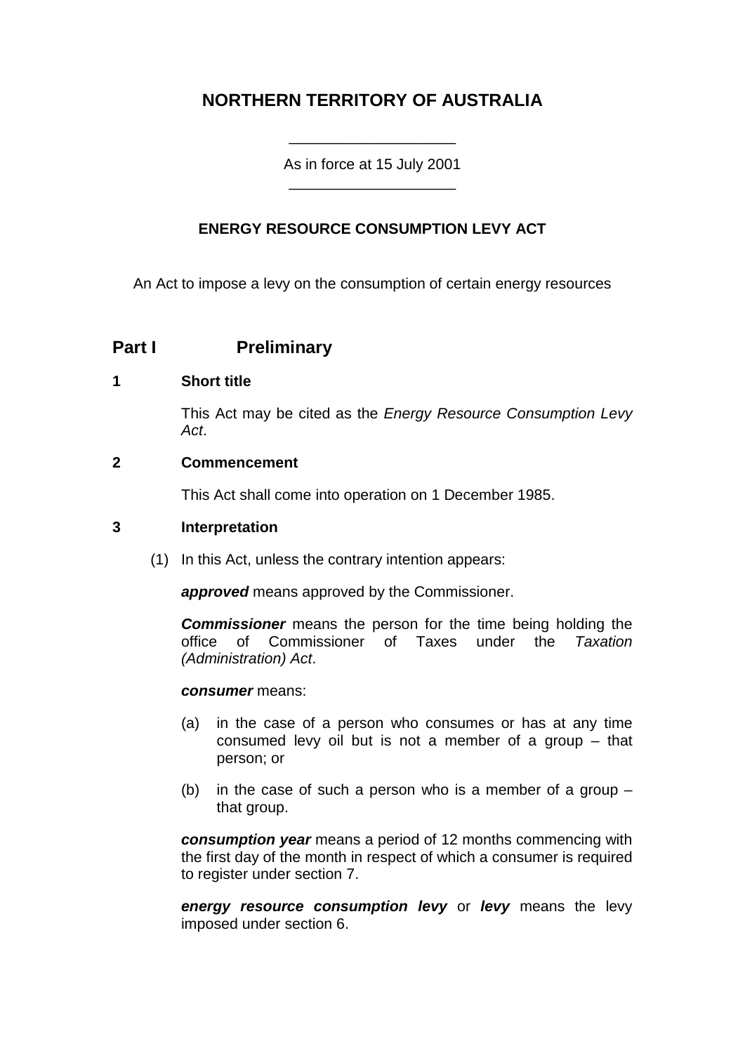# NORTHERN TERRITORY OF AUSTRALIA

As in force at 15 July 2001

## ENERGY RESOURCE CONSUMPTION LEVY ACT

An Act to impose a levy on the consumption of certain energy resources

## Part I Preliminary

### 1 Short title

This Act may be cited as the *Energy Resource Consumption Levy Act*.

### 2 Commencement

This Act shall come into operation on 1 December 1985.

### 3 Interpretation

(1) In this Act, unless the contrary intention appears:

***approved*** means approved by the Commissioner.

***Commissioner*** means the person for the time being holding the office of Commissioner of Taxes under the *Taxation (Administration) Act*.

***consumer*** means:

(a) in the case of a person who consumes or has at any time consumed levy oil but is not a member of a group – that person; or

(b) in the case of such a person who is a member of a group – that group.

***consumption year*** means a period of 12 months commencing with the first day of the month in respect of which a consumer is required to register under section 7.

***energy resource consumption levy*** or ***levy*** means the levy imposed under section 6.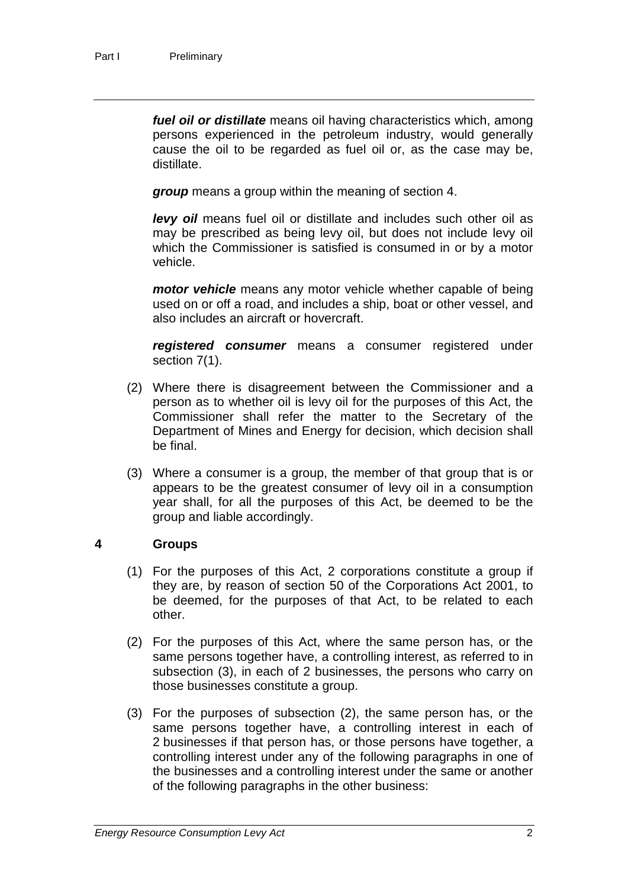***fuel oil or distillate*** means oil having characteristics which, among persons experienced in the petroleum industry, would generally cause the oil to be regarded as fuel oil or, as the case may be, distillate.

***group*** means a group within the meaning of section 4.

***levy oil*** means fuel oil or distillate and includes such other oil as may be prescribed as being levy oil, but does not include levy oil which the Commissioner is satisfied is consumed in or by a motor vehicle.

***motor vehicle*** means any motor vehicle whether capable of being used on or off a road, and includes a ship, boat or other vessel, and also includes an aircraft or hovercraft.

***registered consumer*** means a consumer registered under section 7(1).

(2) Where there is disagreement between the Commissioner and a person as to whether oil is levy oil for the purposes of this Act, the Commissioner shall refer the matter to the Secretary of the Department of Mines and Energy for decision, which decision shall be final.

(3) Where a consumer is a group, the member of that group that is or appears to be the greatest consumer of levy oil in a consumption year shall, for all the purposes of this Act, be deemed to be the group and liable accordingly.

## 4 Groups

(1) For the purposes of this Act, 2 corporations constitute a group if they are, by reason of section 50 of the Corporations Act 2001, to be deemed, for the purposes of that Act, to be related to each other.

(2) For the purposes of this Act, where the same person has, or the same persons together have, a controlling interest, as referred to in subsection (3), in each of 2 businesses, the persons who carry on those businesses constitute a group.

(3) For the purposes of subsection (2), the same person has, or the same persons together have, a controlling interest in each of 2 businesses if that person has, or those persons have together, a controlling interest under any of the following paragraphs in one of the businesses and a controlling interest under the same or another of the following paragraphs in the other business: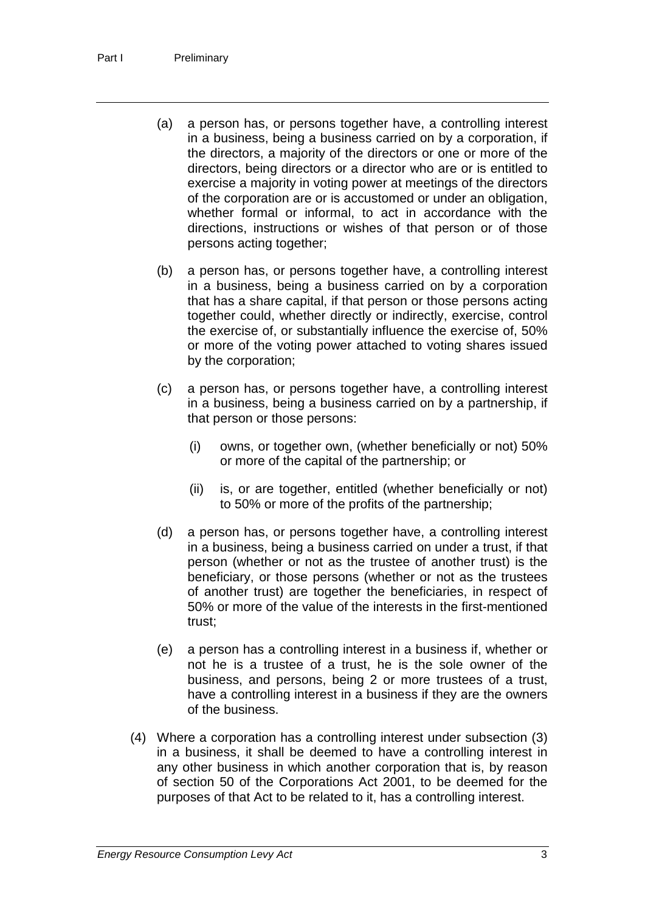(a) a person has, or persons together have, a controlling interest in a business, being a business carried on by a corporation, if the directors, a majority of the directors or one or more of the directors, being directors or a director who are or is entitled to exercise a majority in voting power at meetings of the directors of the corporation are or is accustomed or under an obligation, whether formal or informal, to act in accordance with the directions, instructions or wishes of that person or of those persons acting together;

(b) a person has, or persons together have, a controlling interest in a business, being a business carried on by a corporation that has a share capital, if that person or those persons acting together could, whether directly or indirectly, exercise, control the exercise of, or substantially influence the exercise of, 50% or more of the voting power attached to voting shares issued by the corporation;

(c) a person has, or persons together have, a controlling interest in a business, being a business carried on by a partnership, if that person or those persons:

  (i) owns, or together own, (whether beneficially or not) 50% or more of the capital of the partnership; or

  (ii) is, or are together, entitled (whether beneficially or not) to 50% or more of the profits of the partnership;

(d) a person has, or persons together have, a controlling interest in a business, being a business carried on under a trust, if that person (whether or not as the trustee of another trust) is the beneficiary, or those persons (whether or not as the trustees of another trust) are together the beneficiaries, in respect of 50% or more of the value of the interests in the first-mentioned trust;

(e) a person has a controlling interest in a business if, whether or not he is a trustee of a trust, he is the sole owner of the business, and persons, being 2 or more trustees of a trust, have a controlling interest in a business if they are the owners of the business.

(4) Where a corporation has a controlling interest under subsection (3) in a business, it shall be deemed to have a controlling interest in any other business in which another corporation that is, by reason of section 50 of the Corporations Act 2001, to be deemed for the purposes of that Act to be related to it, has a controlling interest.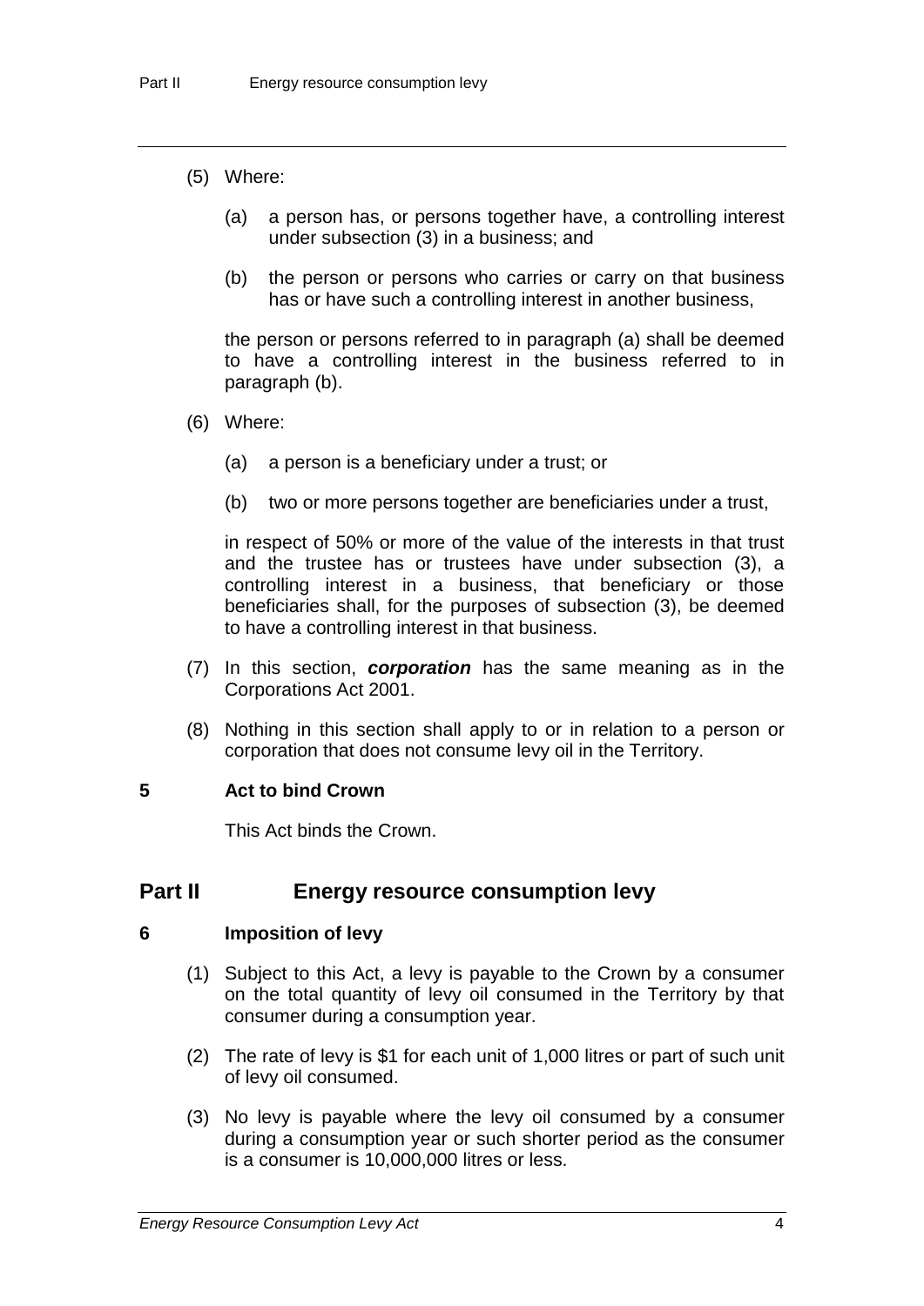(5) Where:

(a) a person has, or persons together have, a controlling interest under subsection (3) in a business; and

(b) the person or persons who carries or carry on that business has or have such a controlling interest in another business,

the person or persons referred to in paragraph (a) shall be deemed to have a controlling interest in the business referred to in paragraph (b).

(6) Where:

(a) a person is a beneficiary under a trust; or

(b) two or more persons together are beneficiaries under a trust,

in respect of 50% or more of the value of the interests in that trust and the trustee has or trustees have under subsection (3), a controlling interest in a business, that beneficiary or those beneficiaries shall, for the purposes of subsection (3), be deemed to have a controlling interest in that business.

(7) In this section, ***corporation*** has the same meaning as in the Corporations Act 2001.

(8) Nothing in this section shall apply to or in relation to a person or corporation that does not consume levy oil in the Territory.

### 5 Act to bind Crown

This Act binds the Crown.

## Part II Energy resource consumption levy

### 6 Imposition of levy

(1) Subject to this Act, a levy is payable to the Crown by a consumer on the total quantity of levy oil consumed in the Territory by that consumer during a consumption year.

(2) The rate of levy is $1 for each unit of 1,000 litres or part of such unit of levy oil consumed.

(3) No levy is payable where the levy oil consumed by a consumer during a consumption year or such shorter period as the consumer is a consumer is 10,000,000 litres or less.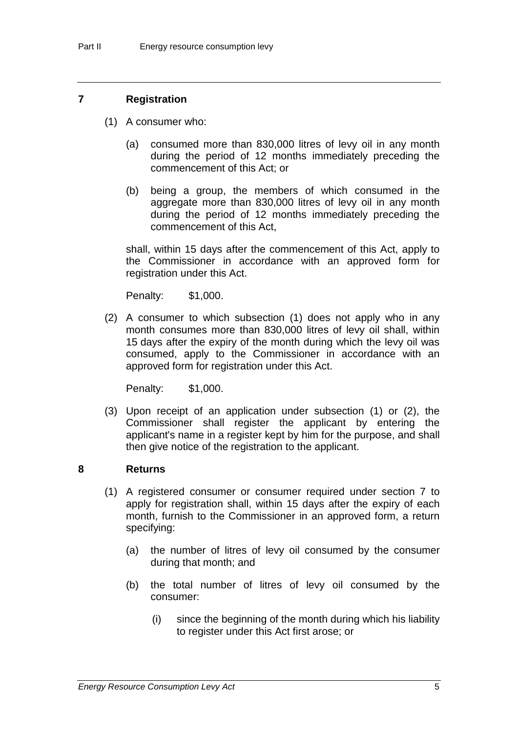## 7 Registration

(1) A consumer who:

(a) consumed more than 830,000 litres of levy oil in any month during the period of 12 months immediately preceding the commencement of this Act; or

(b) being a group, the members of which consumed in the aggregate more than 830,000 litres of levy oil in any month during the period of 12 months immediately preceding the commencement of this Act,

shall, within 15 days after the commencement of this Act, apply to the Commissioner in accordance with an approved form for registration under this Act.

Penalty: $1,000.

(2) A consumer to which subsection (1) does not apply who in any month consumes more than 830,000 litres of levy oil shall, within 15 days after the expiry of the month during which the levy oil was consumed, apply to the Commissioner in accordance with an approved form for registration under this Act.

Penalty: $1,000.

(3) Upon receipt of an application under subsection (1) or (2), the Commissioner shall register the applicant by entering the applicant's name in a register kept by him for the purpose, and shall then give notice of the registration to the applicant.

## 8 Returns

(1) A registered consumer or consumer required under section 7 to apply for registration shall, within 15 days after the expiry of each month, furnish to the Commissioner in an approved form, a return specifying:

(a) the number of litres of levy oil consumed by the consumer during that month; and

(b) the total number of litres of levy oil consumed by the consumer:

(i) since the beginning of the month during which his liability to register under this Act first arose; or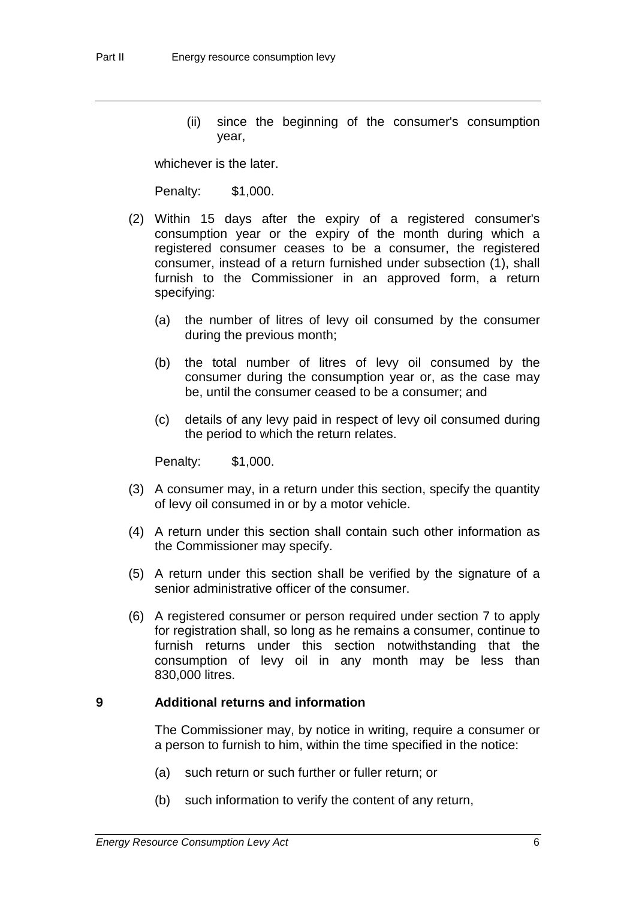(ii) since the beginning of the consumer's consumption year,

whichever is the later.

Penalty: $1,000.

(2) Within 15 days after the expiry of a registered consumer's consumption year or the expiry of the month during which a registered consumer ceases to be a consumer, the registered consumer, instead of a return furnished under subsection (1), shall furnish to the Commissioner in an approved form, a return specifying:

(a) the number of litres of levy oil consumed by the consumer during the previous month;

(b) the total number of litres of levy oil consumed by the consumer during the consumption year or, as the case may be, until the consumer ceased to be a consumer; and

(c) details of any levy paid in respect of levy oil consumed during the period to which the return relates.

Penalty: $1,000.

(3) A consumer may, in a return under this section, specify the quantity of levy oil consumed in or by a motor vehicle.

(4) A return under this section shall contain such other information as the Commissioner may specify.

(5) A return under this section shall be verified by the signature of a senior administrative officer of the consumer.

(6) A registered consumer or person required under section 7 to apply for registration shall, so long as he remains a consumer, continue to furnish returns under this section notwithstanding that the consumption of levy oil in any month may be less than 830,000 litres.

## 9 Additional returns and information

The Commissioner may, by notice in writing, require a consumer or a person to furnish to him, within the time specified in the notice:

(a) such return or such further or fuller return; or

(b) such information to verify the content of any return,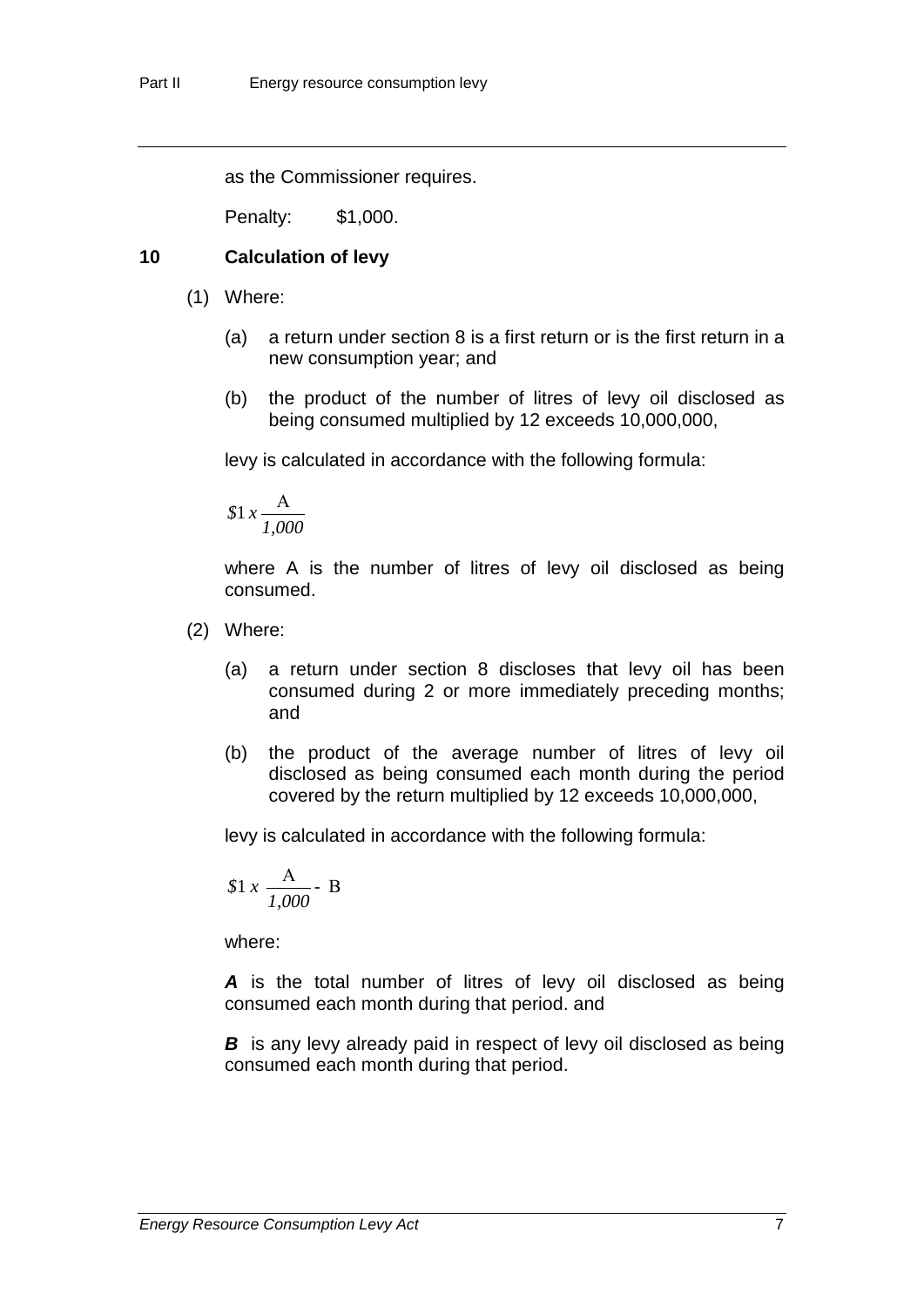as the Commissioner requires.

Penalty: $1,000.

## 10 Calculation of levy

(1) Where:

(a) a return under section 8 is a first return or is the first return in a new consumption year; and

(b) the product of the number of litres of levy oil disclosed as being consumed multiplied by 12 exceeds 10,000,000,

levy is calculated in accordance with the following formula:

$$\$1 \; x \; \frac{\text{A}}{1{,}000}$$

where A is the number of litres of levy oil disclosed as being consumed.

(2) Where:

(a) a return under section 8 discloses that levy oil has been consumed during 2 or more immediately preceding months; and

(b) the product of the average number of litres of levy oil disclosed as being consumed each month during the period covered by the return multiplied by 12 exceeds 10,000,000,

levy is calculated in accordance with the following formula:

$$\$1 \; x \; \frac{\text{A}}{1{,}000} - \text{B}$$

where:

***A*** is the total number of litres of levy oil disclosed as being consumed each month during that period. and

***B*** is any levy already paid in respect of levy oil disclosed as being consumed each month during that period.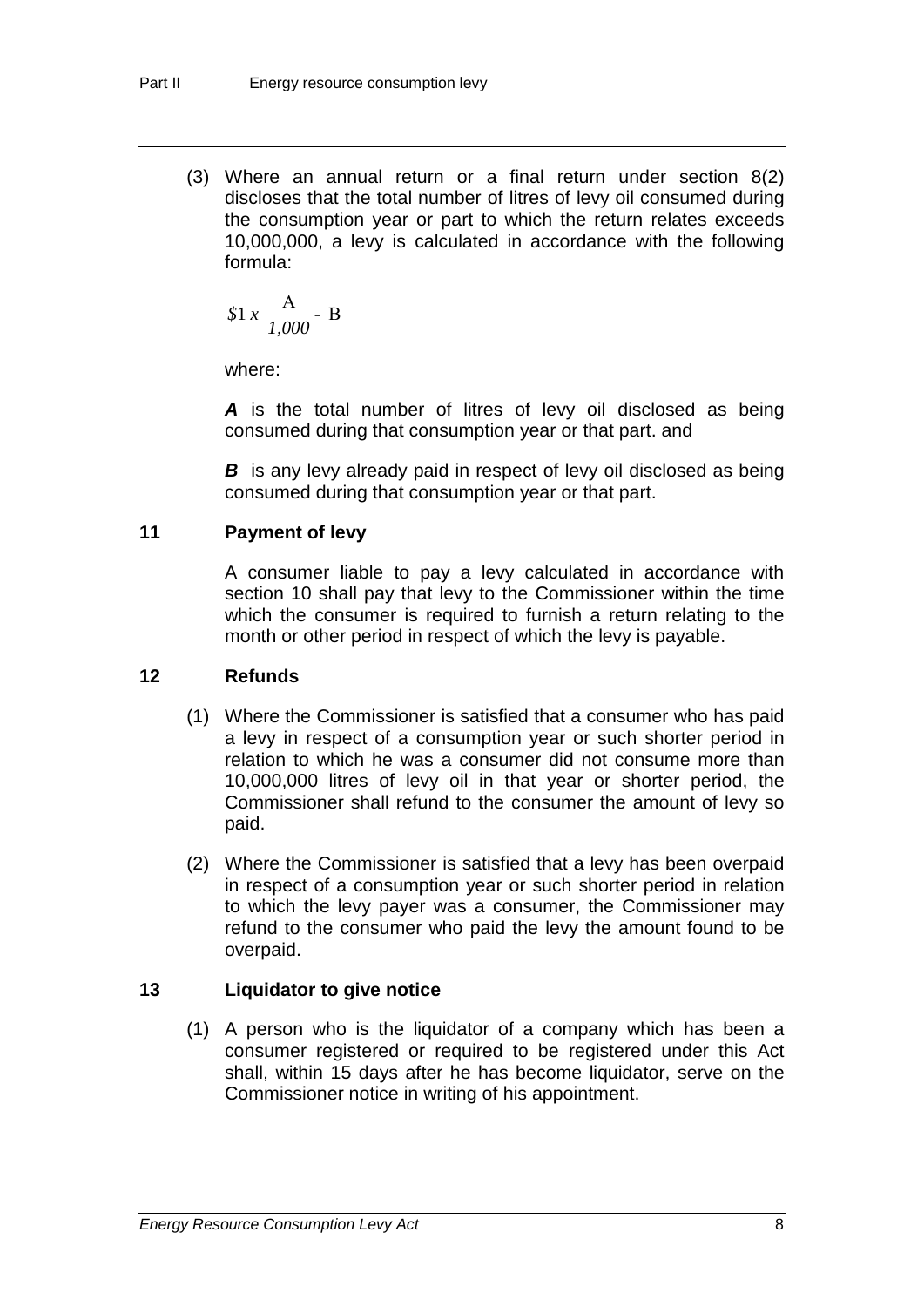(3) Where an annual return or a final return under section 8(2) discloses that the total number of litres of levy oil consumed during the consumption year or part to which the return relates exceeds 10,000,000, a levy is calculated in accordance with the following formula:

$$\$1 \; x \; \frac{A}{1{,}000} - B$$

where:

***A*** is the total number of litres of levy oil disclosed as being consumed during that consumption year or that part. and

***B*** is any levy already paid in respect of levy oil disclosed as being consumed during that consumption year or that part.

## 11 Payment of levy

A consumer liable to pay a levy calculated in accordance with section 10 shall pay that levy to the Commissioner within the time which the consumer is required to furnish a return relating to the month or other period in respect of which the levy is payable.

## 12 Refunds

(1) Where the Commissioner is satisfied that a consumer who has paid a levy in respect of a consumption year or such shorter period in relation to which he was a consumer did not consume more than 10,000,000 litres of levy oil in that year or shorter period, the Commissioner shall refund to the consumer the amount of levy so paid.

(2) Where the Commissioner is satisfied that a levy has been overpaid in respect of a consumption year or such shorter period in relation to which the levy payer was a consumer, the Commissioner may refund to the consumer who paid the levy the amount found to be overpaid.

## 13 Liquidator to give notice

(1) A person who is the liquidator of a company which has been a consumer registered or required to be registered under this Act shall, within 15 days after he has become liquidator, serve on the Commissioner notice in writing of his appointment.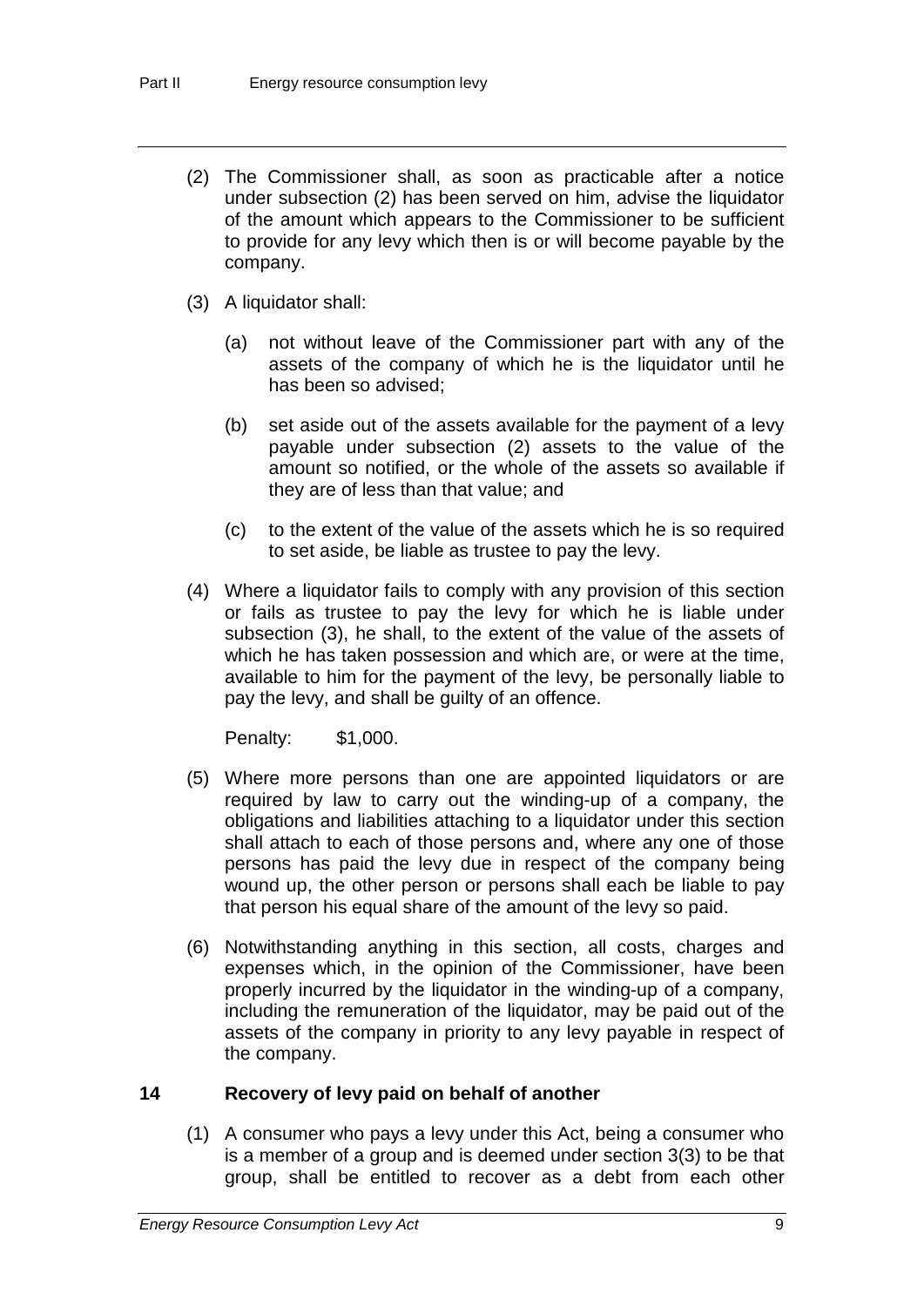(2) The Commissioner shall, as soon as practicable after a notice under subsection (2) has been served on him, advise the liquidator of the amount which appears to the Commissioner to be sufficient to provide for any levy which then is or will become payable by the company.

(3) A liquidator shall:

(a) not without leave of the Commissioner part with any of the assets of the company of which he is the liquidator until he has been so advised;

(b) set aside out of the assets available for the payment of a levy payable under subsection (2) assets to the value of the amount so notified, or the whole of the assets so available if they are of less than that value; and

(c) to the extent of the value of the assets which he is so required to set aside, be liable as trustee to pay the levy.

(4) Where a liquidator fails to comply with any provision of this section or fails as trustee to pay the levy for which he is liable under subsection (3), he shall, to the extent of the value of the assets of which he has taken possession and which are, or were at the time, available to him for the payment of the levy, be personally liable to pay the levy, and shall be guilty of an offence.

Penalty: $1,000.

(5) Where more persons than one are appointed liquidators or are required by law to carry out the winding-up of a company, the obligations and liabilities attaching to a liquidator under this section shall attach to each of those persons and, where any one of those persons has paid the levy due in respect of the company being wound up, the other person or persons shall each be liable to pay that person his equal share of the amount of the levy so paid.

(6) Notwithstanding anything in this section, all costs, charges and expenses which, in the opinion of the Commissioner, have been properly incurred by the liquidator in the winding-up of a company, including the remuneration of the liquidator, may be paid out of the assets of the company in priority to any levy payable in respect of the company.

## 14 Recovery of levy paid on behalf of another

(1) A consumer who pays a levy under this Act, being a consumer who is a member of a group and is deemed under section 3(3) to be that group, shall be entitled to recover as a debt from each other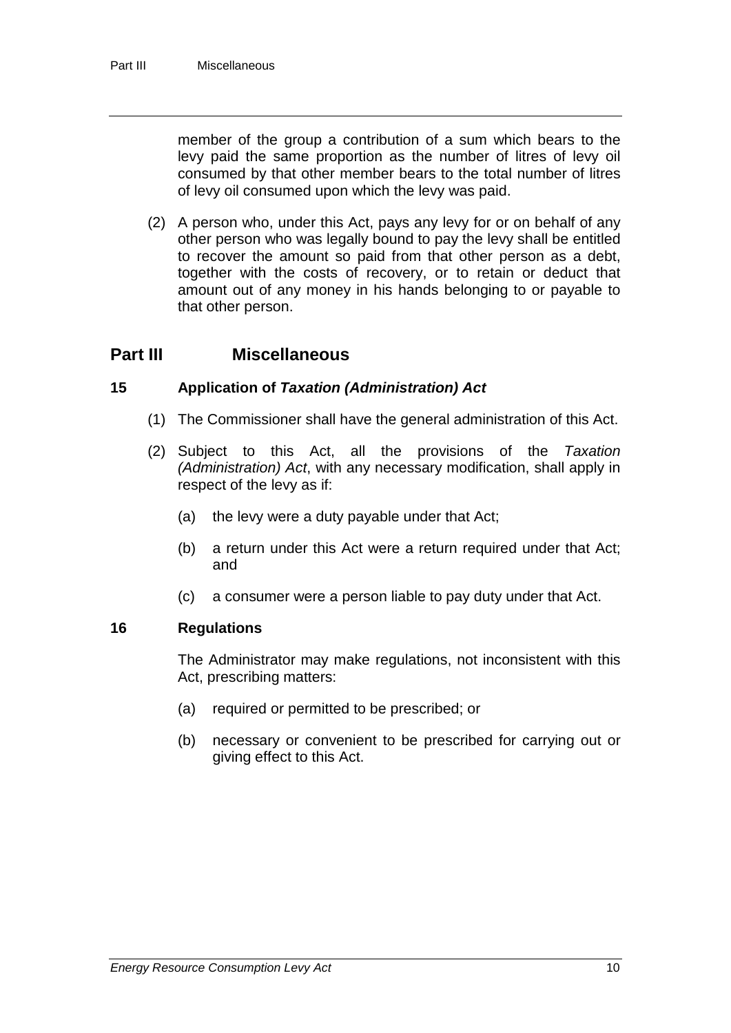member of the group a contribution of a sum which bears to the levy paid the same proportion as the number of litres of levy oil consumed by that other member bears to the total number of litres of levy oil consumed upon which the levy was paid.

(2) A person who, under this Act, pays any levy for or on behalf of any other person who was legally bound to pay the levy shall be entitled to recover the amount so paid from that other person as a debt, together with the costs of recovery, or to retain or deduct that amount out of any money in his hands belonging to or payable to that other person.

## Part III Miscellaneous

### 15 Application of *Taxation (Administration) Act*

(1) The Commissioner shall have the general administration of this Act.

(2) Subject to this Act, all the provisions of the *Taxation (Administration) Act*, with any necessary modification, shall apply in respect of the levy as if:

(a) the levy were a duty payable under that Act;

(b) a return under this Act were a return required under that Act; and

(c) a consumer were a person liable to pay duty under that Act.

### 16 Regulations

The Administrator may make regulations, not inconsistent with this Act, prescribing matters:

(a) required or permitted to be prescribed; or

(b) necessary or convenient to be prescribed for carrying out or giving effect to this Act.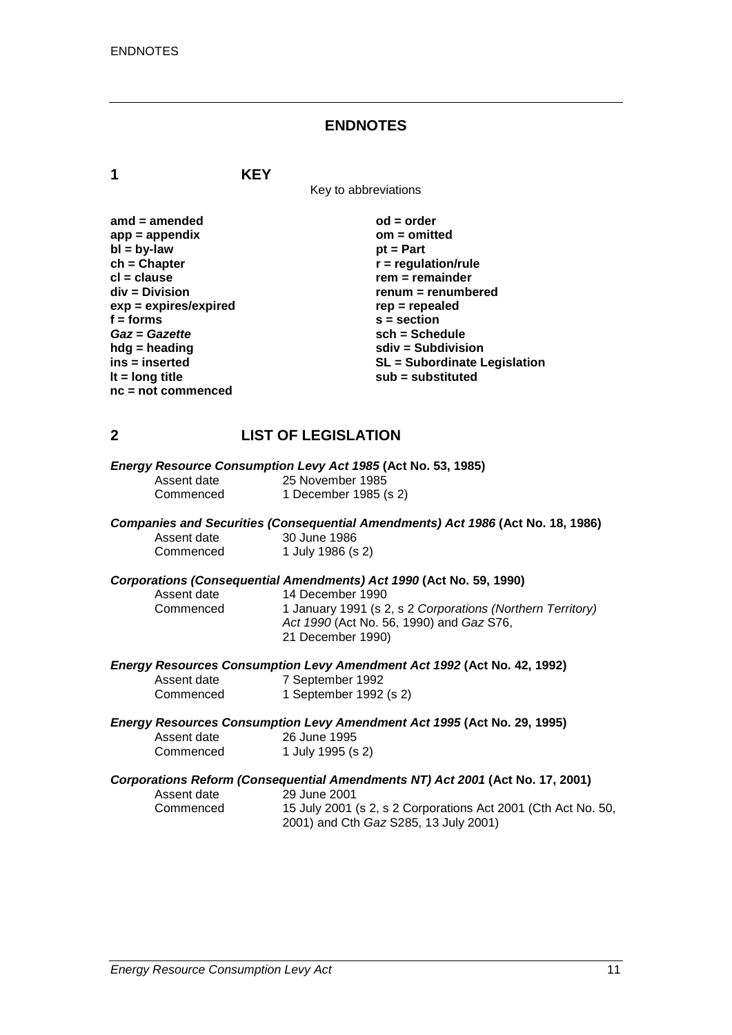## ENDNOTES

### 1 KEY

Key to abbreviations

**amd = amended**
**app = appendix**
**bl = by-law**
**ch = Chapter**
**cl = clause**
**div = Division**
**exp = expires/expired**
**f = forms**
***Gaz* = *Gazette***
**hdg = heading**
**ins = inserted**
**lt = long title**
**nc = not commenced**
**od = order**
**om = omitted**
**pt = Part**
**r = regulation/rule**
**rem = remainder**
**renum = renumbered**
**rep = repealed**
**s = section**
**sch = Schedule**
**sdiv = Subdivision**
**SL = Subordinate Legislation**
**sub = substituted**

### 2 LIST OF LEGISLATION

***Energy Resource Consumption Levy Act 1985* (Act No. 53, 1985)**

Assent date 25 November 1985
Commenced 1 December 1985 (s 2)

***Companies and Securities (Consequential Amendments) Act 1986* (Act No. 18, 1986)**

Assent date 30 June 1986
Commenced 1 July 1986 (s 2)

***Corporations (Consequential Amendments) Act 1990* (Act No. 59, 1990)**

Assent date 14 December 1990
Commenced 1 January 1991 (s 2, s 2 *Corporations (Northern Territory) Act 1990* (Act No. 56, 1990) and *Gaz* S76, 21 December 1990)

***Energy Resources Consumption Levy Amendment Act 1992* (Act No. 42, 1992)**

Assent date 7 September 1992
Commenced 1 September 1992 (s 2)

***Energy Resources Consumption Levy Amendment Act 1995* (Act No. 29, 1995)**

Assent date 26 June 1995
Commenced 1 July 1995 (s 2)

***Corporations Reform (Consequential Amendments NT) Act 2001* (Act No. 17, 2001)**

Assent date 29 June 2001
Commenced 15 July 2001 (s 2, s 2 Corporations Act 2001 (Cth Act No. 50, 2001) and Cth *Gaz* S285, 13 July 2001)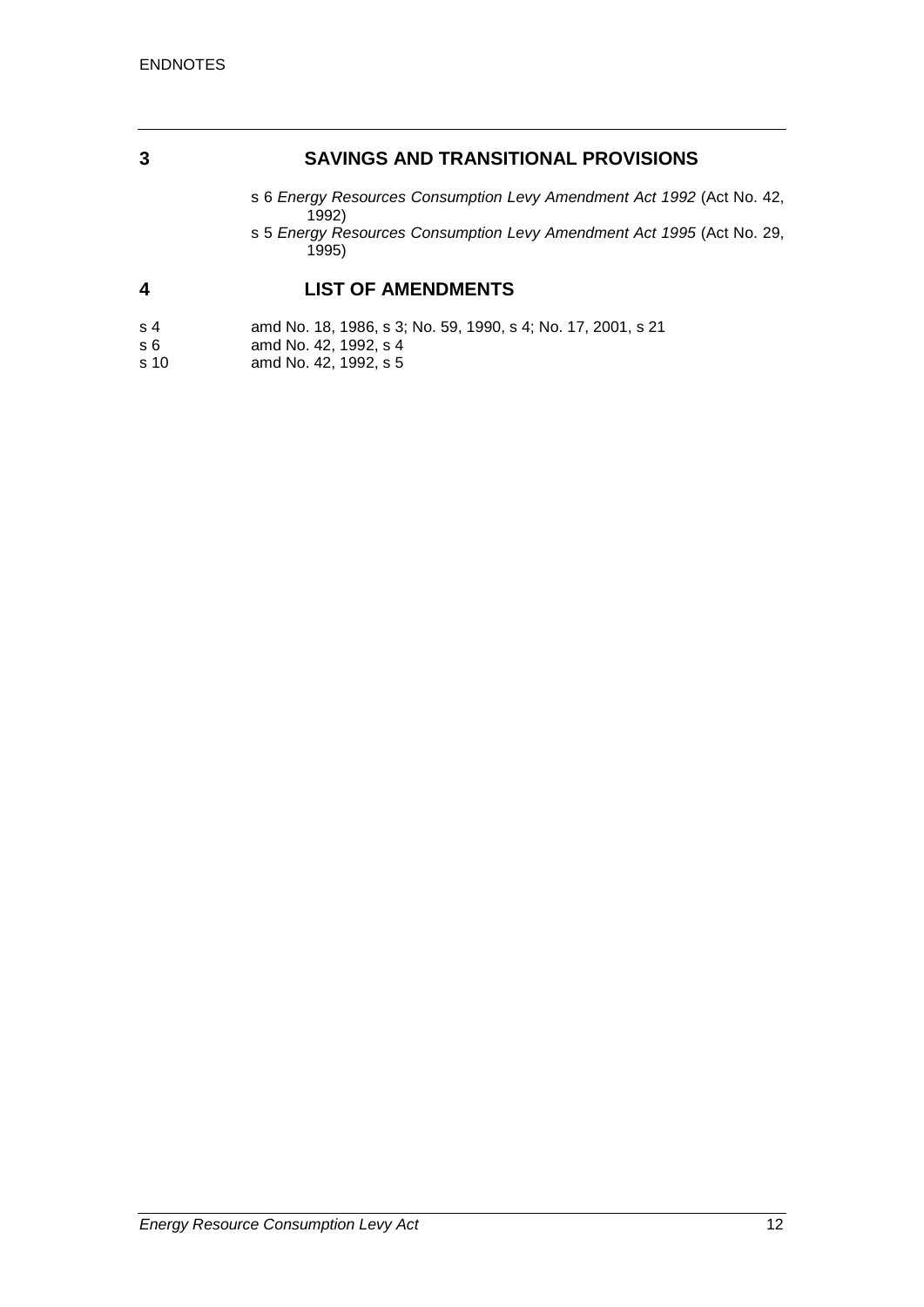## 3 SAVINGS AND TRANSITIONAL PROVISIONS

s 6 *Energy Resources Consumption Levy Amendment Act 1992* (Act No. 42, 1992)

s 5 *Energy Resources Consumption Levy Amendment Act 1995* (Act No. 29, 1995)

## 4 LIST OF AMENDMENTS

| | |
|---|---|
| s 4 | amd No. 18, 1986, s 3; No. 59, 1990, s 4; No. 17, 2001, s 21 |
| s 6 | amd No. 42, 1992, s 4 |
| s 10 | amd No. 42, 1992, s 5 |